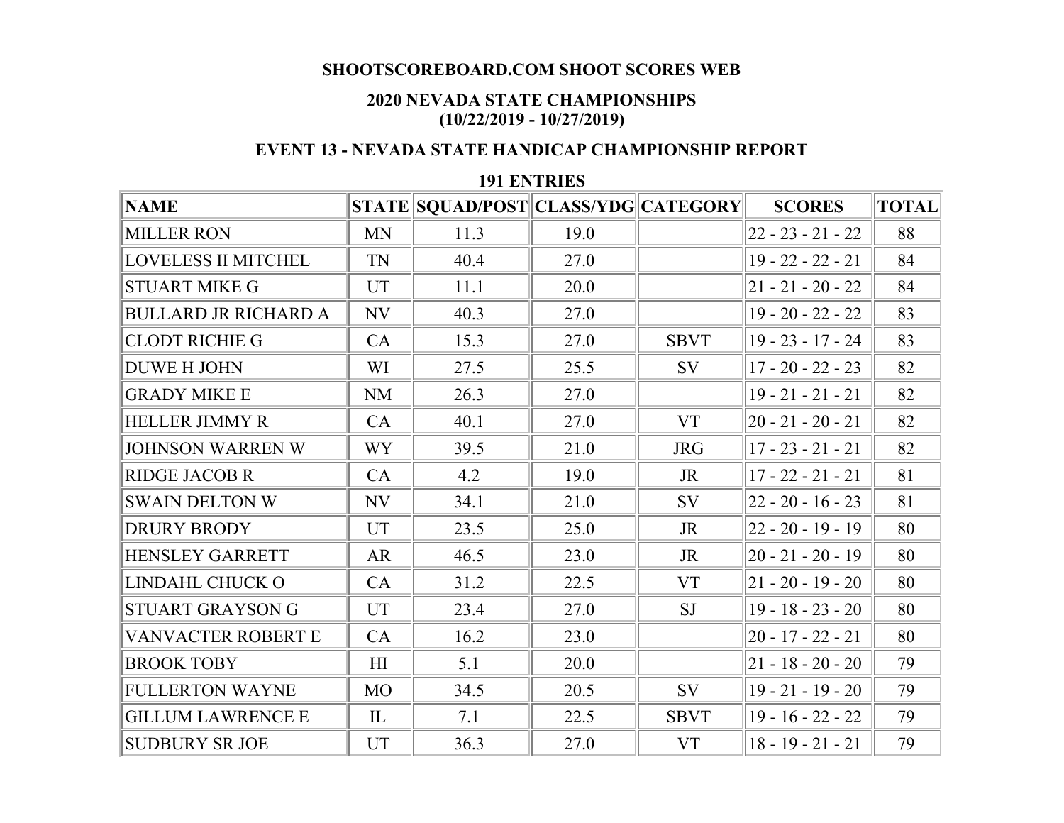**SHOOTSCOREBOARD.COM SHOOT SCORES WEB**

**2020 NEVADA STATE CHAMPIONSHIPS**
**(10/22/2019 - 10/27/2019)**

**EVENT 13 - NEVADA STATE HANDICAP CHAMPIONSHIP REPORT**

**191 ENTRIES**

| NAME | STATE | SQUAD/POST | CLASS/YDG | CATEGORY | SCORES | TOTAL |
|---|---|---|---|---|---|---|
| MILLER RON | MN | 11.3 | 19.0 | | 22 - 23 - 21 - 22 | 88 |
| LOVELESS II MITCHEL | TN | 40.4 | 27.0 | | 19 - 22 - 22 - 21 | 84 |
| STUART MIKE G | UT | 11.1 | 20.0 | | 21 - 21 - 20 - 22 | 84 |
| BULLARD JR RICHARD A | NV | 40.3 | 27.0 | | 19 - 20 - 22 - 22 | 83 |
| CLODT RICHIE G | CA | 15.3 | 27.0 | SBVT | 19 - 23 - 17 - 24 | 83 |
| DUWE H JOHN | WI | 27.5 | 25.5 | SV | 17 - 20 - 22 - 23 | 82 |
| GRADY MIKE E | NM | 26.3 | 27.0 | | 19 - 21 - 21 - 21 | 82 |
| HELLER JIMMY R | CA | 40.1 | 27.0 | VT | 20 - 21 - 20 - 21 | 82 |
| JOHNSON WARREN W | WY | 39.5 | 21.0 | JRG | 17 - 23 - 21 - 21 | 82 |
| RIDGE JACOB R | CA | 4.2 | 19.0 | JR | 17 - 22 - 21 - 21 | 81 |
| SWAIN DELTON W | NV | 34.1 | 21.0 | SV | 22 - 20 - 16 - 23 | 81 |
| DRURY BRODY | UT | 23.5 | 25.0 | JR | 22 - 20 - 19 - 19 | 80 |
| HENSLEY GARRETT | AR | 46.5 | 23.0 | JR | 20 - 21 - 20 - 19 | 80 |
| LINDAHL CHUCK O | CA | 31.2 | 22.5 | VT | 21 - 20 - 19 - 20 | 80 |
| STUART GRAYSON G | UT | 23.4 | 27.0 | SJ | 19 - 18 - 23 - 20 | 80 |
| VANVACTER ROBERT E | CA | 16.2 | 23.0 | | 20 - 17 - 22 - 21 | 80 |
| BROOK TOBY | HI | 5.1 | 20.0 | | 21 - 18 - 20 - 20 | 79 |
| FULLERTON WAYNE | MO | 34.5 | 20.5 | SV | 19 - 21 - 19 - 20 | 79 |
| GILLUM LAWRENCE E | IL | 7.1 | 22.5 | SBVT | 19 - 16 - 22 - 22 | 79 |
| SUDBURY SR JOE | UT | 36.3 | 27.0 | VT | 18 - 19 - 21 - 21 | 79 |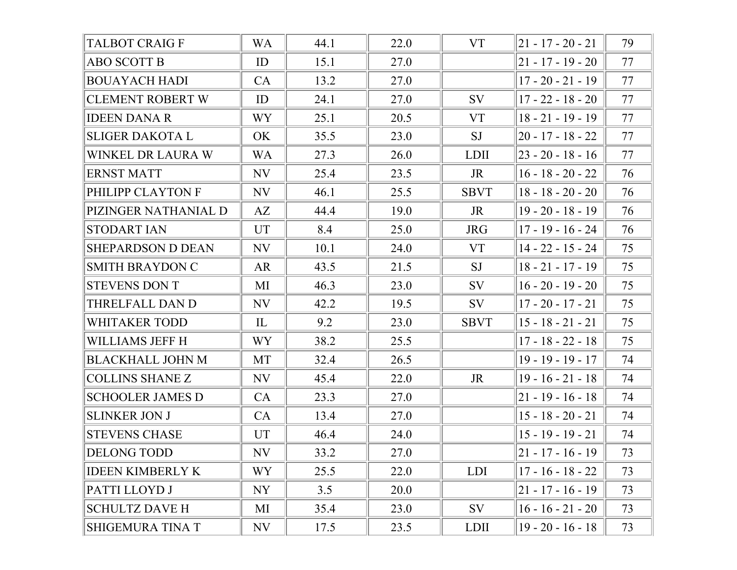| | | | | | | |
|---|---|---|---|---|---|---|
| TALBOT CRAIG F | WA | 44.1 | 22.0 | VT | 21 - 17 - 20 - 21 | 79 |
| ABO SCOTT B | ID | 15.1 | 27.0 | | 21 - 17 - 19 - 20 | 77 |
| BOUAYACH HADI | CA | 13.2 | 27.0 | | 17 - 20 - 21 - 19 | 77 |
| CLEMENT ROBERT W | ID | 24.1 | 27.0 | SV | 17 - 22 - 18 - 20 | 77 |
| IDEEN DANA R | WY | 25.1 | 20.5 | VT | 18 - 21 - 19 - 19 | 77 |
| SLIGER DAKOTA L | OK | 35.5 | 23.0 | SJ | 20 - 17 - 18 - 22 | 77 |
| WINKEL DR LAURA W | WA | 27.3 | 26.0 | LDII | 23 - 20 - 18 - 16 | 77 |
| ERNST MATT | NV | 25.4 | 23.5 | JR | 16 - 18 - 20 - 22 | 76 |
| PHILIPP CLAYTON F | NV | 46.1 | 25.5 | SBVT | 18 - 18 - 20 - 20 | 76 |
| PIZINGER NATHANIAL D | AZ | 44.4 | 19.0 | JR | 19 - 20 - 18 - 19 | 76 |
| STODART IAN | UT | 8.4 | 25.0 | JRG | 17 - 19 - 16 - 24 | 76 |
| SHEPARDSON D DEAN | NV | 10.1 | 24.0 | VT | 14 - 22 - 15 - 24 | 75 |
| SMITH BRAYDON C | AR | 43.5 | 21.5 | SJ | 18 - 21 - 17 - 19 | 75 |
| STEVENS DON T | MI | 46.3 | 23.0 | SV | 16 - 20 - 19 - 20 | 75 |
| THRELFALL DAN D | NV | 42.2 | 19.5 | SV | 17 - 20 - 17 - 21 | 75 |
| WHITAKER TODD | IL | 9.2 | 23.0 | SBVT | 15 - 18 - 21 - 21 | 75 |
| WILLIAMS JEFF H | WY | 38.2 | 25.5 | | 17 - 18 - 22 - 18 | 75 |
| BLACKHALL JOHN M | MT | 32.4 | 26.5 | | 19 - 19 - 19 - 17 | 74 |
| COLLINS SHANE Z | NV | 45.4 | 22.0 | JR | 19 - 16 - 21 - 18 | 74 |
| SCHOOLER JAMES D | CA | 23.3 | 27.0 | | 21 - 19 - 16 - 18 | 74 |
| SLINKER JON J | CA | 13.4 | 27.0 | | 15 - 18 - 20 - 21 | 74 |
| STEVENS CHASE | UT | 46.4 | 24.0 | | 15 - 19 - 19 - 21 | 74 |
| DELONG TODD | NV | 33.2 | 27.0 | | 21 - 17 - 16 - 19 | 73 |
| IDEEN KIMBERLY K | WY | 25.5 | 22.0 | LDI | 17 - 16 - 18 - 22 | 73 |
| PATTI LLOYD J | NY | 3.5 | 20.0 | | 21 - 17 - 16 - 19 | 73 |
| SCHULTZ DAVE H | MI | 35.4 | 23.0 | SV | 16 - 16 - 21 - 20 | 73 |
| SHIGEMURA TINA T | NV | 17.5 | 23.5 | LDII | 19 - 20 - 16 - 18 | 73 |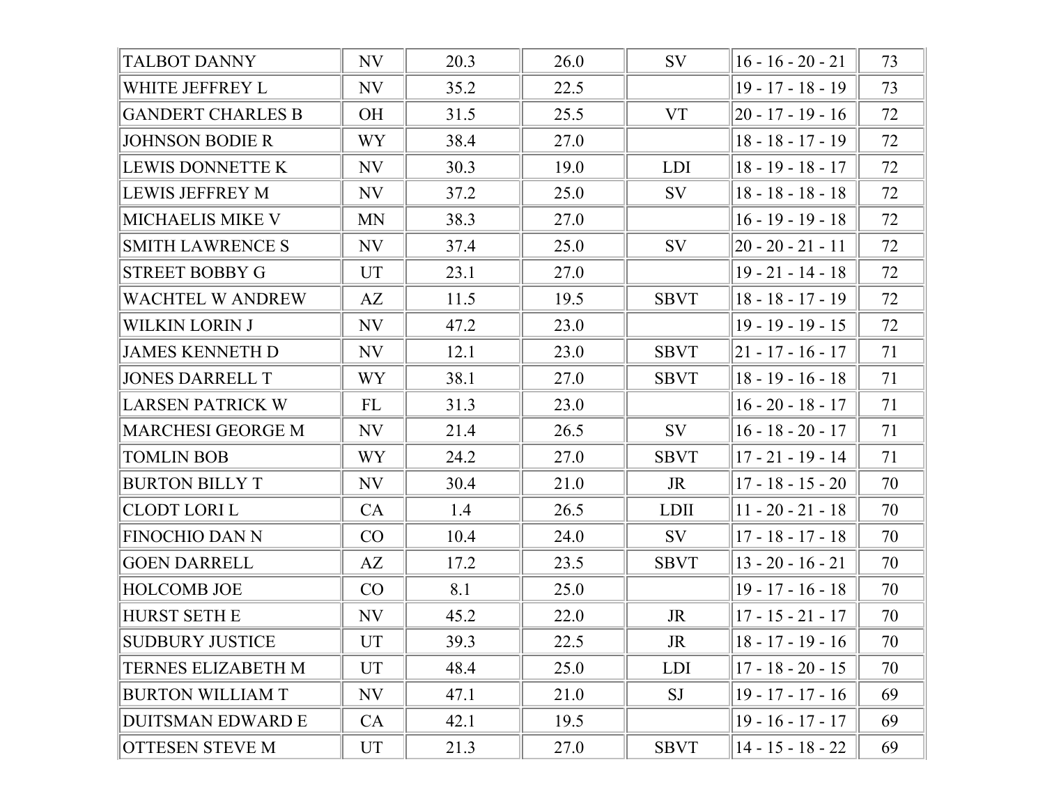| | | | | | | |
|---|---|---|---|---|---|---|
| TALBOT DANNY | NV | 20.3 | 26.0 | SV | 16 - 16 - 20 - 21 | 73 |
| WHITE JEFFREY L | NV | 35.2 | 22.5 | | 19 - 17 - 18 - 19 | 73 |
| GANDERT CHARLES B | OH | 31.5 | 25.5 | VT | 20 - 17 - 19 - 16 | 72 |
| JOHNSON BODIE R | WY | 38.4 | 27.0 | | 18 - 18 - 17 - 19 | 72 |
| LEWIS DONNETTE K | NV | 30.3 | 19.0 | LDI | 18 - 19 - 18 - 17 | 72 |
| LEWIS JEFFREY M | NV | 37.2 | 25.0 | SV | 18 - 18 - 18 - 18 | 72 |
| MICHAELIS MIKE V | MN | 38.3 | 27.0 | | 16 - 19 - 19 - 18 | 72 |
| SMITH LAWRENCE S | NV | 37.4 | 25.0 | SV | 20 - 20 - 21 - 11 | 72 |
| STREET BOBBY G | UT | 23.1 | 27.0 | | 19 - 21 - 14 - 18 | 72 |
| WACHTEL W ANDREW | AZ | 11.5 | 19.5 | SBVT | 18 - 18 - 17 - 19 | 72 |
| WILKIN LORIN J | NV | 47.2 | 23.0 | | 19 - 19 - 19 - 15 | 72 |
| JAMES KENNETH D | NV | 12.1 | 23.0 | SBVT | 21 - 17 - 16 - 17 | 71 |
| JONES DARRELL T | WY | 38.1 | 27.0 | SBVT | 18 - 19 - 16 - 18 | 71 |
| LARSEN PATRICK W | FL | 31.3 | 23.0 | | 16 - 20 - 18 - 17 | 71 |
| MARCHESI GEORGE M | NV | 21.4 | 26.5 | SV | 16 - 18 - 20 - 17 | 71 |
| TOMLIN BOB | WY | 24.2 | 27.0 | SBVT | 17 - 21 - 19 - 14 | 71 |
| BURTON BILLY T | NV | 30.4 | 21.0 | JR | 17 - 18 - 15 - 20 | 70 |
| CLODT LORI L | CA | 1.4 | 26.5 | LDII | 11 - 20 - 21 - 18 | 70 |
| FINOCHIO DAN N | CO | 10.4 | 24.0 | SV | 17 - 18 - 17 - 18 | 70 |
| GOEN DARRELL | AZ | 17.2 | 23.5 | SBVT | 13 - 20 - 16 - 21 | 70 |
| HOLCOMB JOE | CO | 8.1 | 25.0 | | 19 - 17 - 16 - 18 | 70 |
| HURST SETH E | NV | 45.2 | 22.0 | JR | 17 - 15 - 21 - 17 | 70 |
| SUDBURY JUSTICE | UT | 39.3 | 22.5 | JR | 18 - 17 - 19 - 16 | 70 |
| TERNES ELIZABETH M | UT | 48.4 | 25.0 | LDI | 17 - 18 - 20 - 15 | 70 |
| BURTON WILLIAM T | NV | 47.1 | 21.0 | SJ | 19 - 17 - 17 - 16 | 69 |
| DUITSMAN EDWARD E | CA | 42.1 | 19.5 | | 19 - 16 - 17 - 17 | 69 |
| OTTESEN STEVE M | UT | 21.3 | 27.0 | SBVT | 14 - 15 - 18 - 22 | 69 |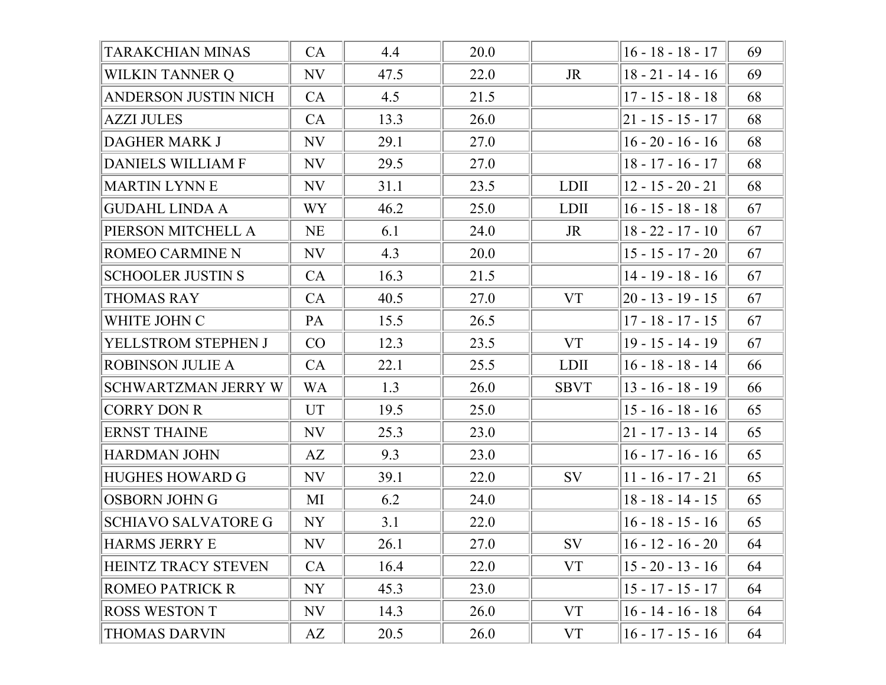| | | | | | | |
|---|---|---|---|---|---|---|
| TARAKCHIAN MINAS | CA | 4.4 | 20.0 | | 16 - 18 - 18 - 17 | 69 |
| WILKIN TANNER Q | NV | 47.5 | 22.0 | JR | 18 - 21 - 14 - 16 | 69 |
| ANDERSON JUSTIN NICH | CA | 4.5 | 21.5 | | 17 - 15 - 18 - 18 | 68 |
| AZZI JULES | CA | 13.3 | 26.0 | | 21 - 15 - 15 - 17 | 68 |
| DAGHER MARK J | NV | 29.1 | 27.0 | | 16 - 20 - 16 - 16 | 68 |
| DANIELS WILLIAM F | NV | 29.5 | 27.0 | | 18 - 17 - 16 - 17 | 68 |
| MARTIN LYNN E | NV | 31.1 | 23.5 | LDII | 12 - 15 - 20 - 21 | 68 |
| GUDAHL LINDA A | WY | 46.2 | 25.0 | LDII | 16 - 15 - 18 - 18 | 67 |
| PIERSON MITCHELL A | NE | 6.1 | 24.0 | JR | 18 - 22 - 17 - 10 | 67 |
| ROMEO CARMINE N | NV | 4.3 | 20.0 | | 15 - 15 - 17 - 20 | 67 |
| SCHOOLER JUSTIN S | CA | 16.3 | 21.5 | | 14 - 19 - 18 - 16 | 67 |
| THOMAS RAY | CA | 40.5 | 27.0 | VT | 20 - 13 - 19 - 15 | 67 |
| WHITE JOHN C | PA | 15.5 | 26.5 | | 17 - 18 - 17 - 15 | 67 |
| YELLSTROM STEPHEN J | CO | 12.3 | 23.5 | VT | 19 - 15 - 14 - 19 | 67 |
| ROBINSON JULIE A | CA | 22.1 | 25.5 | LDII | 16 - 18 - 18 - 14 | 66 |
| SCHWARTZMAN JERRY W | WA | 1.3 | 26.0 | SBVT | 13 - 16 - 18 - 19 | 66 |
| CORRY DON R | UT | 19.5 | 25.0 | | 15 - 16 - 18 - 16 | 65 |
| ERNST THAINE | NV | 25.3 | 23.0 | | 21 - 17 - 13 - 14 | 65 |
| HARDMAN JOHN | AZ | 9.3 | 23.0 | | 16 - 17 - 16 - 16 | 65 |
| HUGHES HOWARD G | NV | 39.1 | 22.0 | SV | 11 - 16 - 17 - 21 | 65 |
| OSBORN JOHN G | MI | 6.2 | 24.0 | | 18 - 18 - 14 - 15 | 65 |
| SCHIAVO SALVATORE G | NY | 3.1 | 22.0 | | 16 - 18 - 15 - 16 | 65 |
| HARMS JERRY E | NV | 26.1 | 27.0 | SV | 16 - 12 - 16 - 20 | 64 |
| HEINTZ TRACY STEVEN | CA | 16.4 | 22.0 | VT | 15 - 20 - 13 - 16 | 64 |
| ROMEO PATRICK R | NY | 45.3 | 23.0 | | 15 - 17 - 15 - 17 | 64 |
| ROSS WESTON T | NV | 14.3 | 26.0 | VT | 16 - 14 - 16 - 18 | 64 |
| THOMAS DARVIN | AZ | 20.5 | 26.0 | VT | 16 - 17 - 15 - 16 | 64 |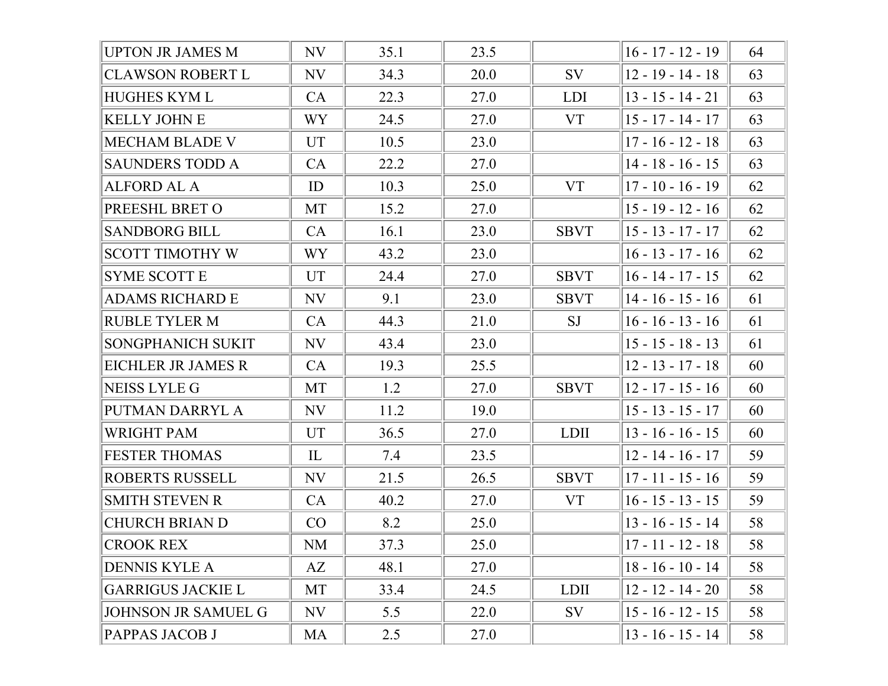| | | | | | | |
|---|---|---|---|---|---|---|
| UPTON JR JAMES M | NV | 35.1 | 23.5 | | 16 - 17 - 12 - 19 | 64 |
| CLAWSON ROBERT L | NV | 34.3 | 20.0 | SV | 12 - 19 - 14 - 18 | 63 |
| HUGHES KYM L | CA | 22.3 | 27.0 | LDI | 13 - 15 - 14 - 21 | 63 |
| KELLY JOHN E | WY | 24.5 | 27.0 | VT | 15 - 17 - 14 - 17 | 63 |
| MECHAM BLADE V | UT | 10.5 | 23.0 | | 17 - 16 - 12 - 18 | 63 |
| SAUNDERS TODD A | CA | 22.2 | 27.0 | | 14 - 18 - 16 - 15 | 63 |
| ALFORD AL A | ID | 10.3 | 25.0 | VT | 17 - 10 - 16 - 19 | 62 |
| PREESHL BRET O | MT | 15.2 | 27.0 | | 15 - 19 - 12 - 16 | 62 |
| SANDBORG BILL | CA | 16.1 | 23.0 | SBVT | 15 - 13 - 17 - 17 | 62 |
| SCOTT TIMOTHY W | WY | 43.2 | 23.0 | | 16 - 13 - 17 - 16 | 62 |
| SYME SCOTT E | UT | 24.4 | 27.0 | SBVT | 16 - 14 - 17 - 15 | 62 |
| ADAMS RICHARD E | NV | 9.1 | 23.0 | SBVT | 14 - 16 - 15 - 16 | 61 |
| RUBLE TYLER M | CA | 44.3 | 21.0 | SJ | 16 - 16 - 13 - 16 | 61 |
| SONGPHANICH SUKIT | NV | 43.4 | 23.0 | | 15 - 15 - 18 - 13 | 61 |
| EICHLER JR JAMES R | CA | 19.3 | 25.5 | | 12 - 13 - 17 - 18 | 60 |
| NEISS LYLE G | MT | 1.2 | 27.0 | SBVT | 12 - 17 - 15 - 16 | 60 |
| PUTMAN DARRYL A | NV | 11.2 | 19.0 | | 15 - 13 - 15 - 17 | 60 |
| WRIGHT PAM | UT | 36.5 | 27.0 | LDII | 13 - 16 - 16 - 15 | 60 |
| FESTER THOMAS | IL | 7.4 | 23.5 | | 12 - 14 - 16 - 17 | 59 |
| ROBERTS RUSSELL | NV | 21.5 | 26.5 | SBVT | 17 - 11 - 15 - 16 | 59 |
| SMITH STEVEN R | CA | 40.2 | 27.0 | VT | 16 - 15 - 13 - 15 | 59 |
| CHURCH BRIAN D | CO | 8.2 | 25.0 | | 13 - 16 - 15 - 14 | 58 |
| CROOK REX | NM | 37.3 | 25.0 | | 17 - 11 - 12 - 18 | 58 |
| DENNIS KYLE A | AZ | 48.1 | 27.0 | | 18 - 16 - 10 - 14 | 58 |
| GARRIGUS JACKIE L | MT | 33.4 | 24.5 | LDII | 12 - 12 - 14 - 20 | 58 |
| JOHNSON JR SAMUEL G | NV | 5.5 | 22.0 | SV | 15 - 16 - 12 - 15 | 58 |
| PAPPAS JACOB J | MA | 2.5 | 27.0 | | 13 - 16 - 15 - 14 | 58 |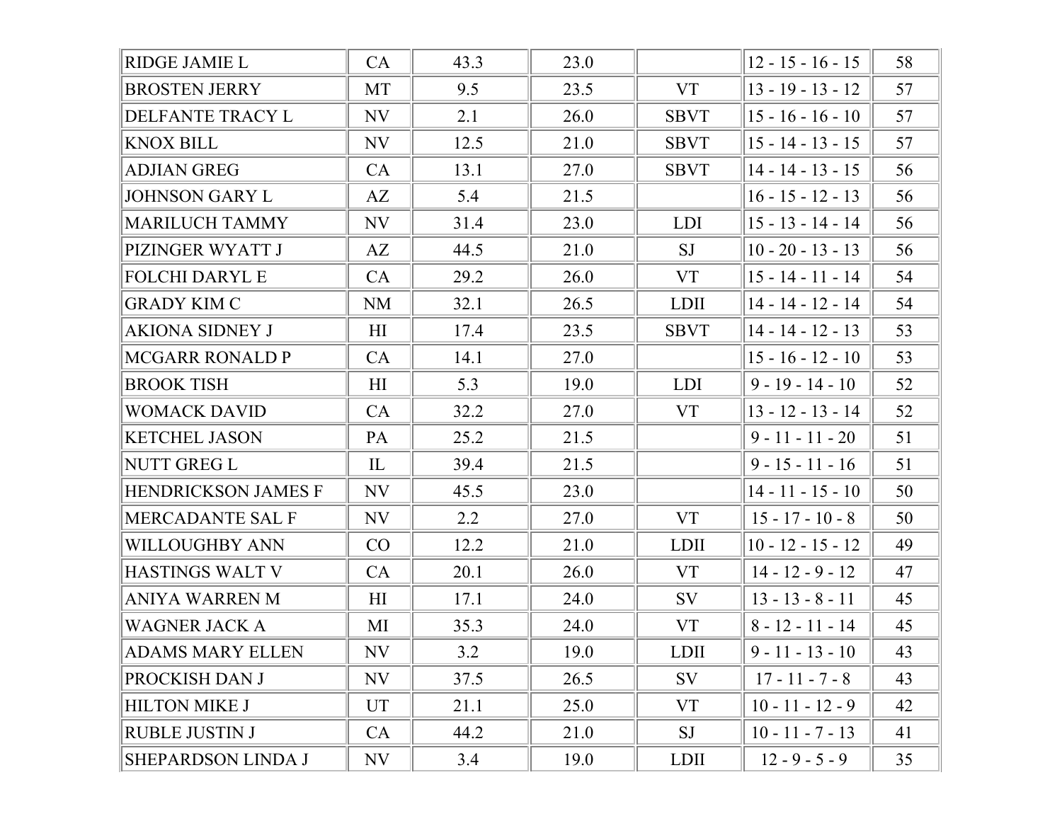| | | | | | | |
|---|---|---|---|---|---|---|
| RIDGE JAMIE L | CA | 43.3 | 23.0 | | 12 - 15 - 16 - 15 | 58 |
| BROSTEN JERRY | MT | 9.5 | 23.5 | VT | 13 - 19 - 13 - 12 | 57 |
| DELFANTE TRACY L | NV | 2.1 | 26.0 | SBVT | 15 - 16 - 16 - 10 | 57 |
| KNOX BILL | NV | 12.5 | 21.0 | SBVT | 15 - 14 - 13 - 15 | 57 |
| ADJIAN GREG | CA | 13.1 | 27.0 | SBVT | 14 - 14 - 13 - 15 | 56 |
| JOHNSON GARY L | AZ | 5.4 | 21.5 | | 16 - 15 - 12 - 13 | 56 |
| MARILUCH TAMMY | NV | 31.4 | 23.0 | LDI | 15 - 13 - 14 - 14 | 56 |
| PIZINGER WYATT J | AZ | 44.5 | 21.0 | SJ | 10 - 20 - 13 - 13 | 56 |
| FOLCHI DARYL E | CA | 29.2 | 26.0 | VT | 15 - 14 - 11 - 14 | 54 |
| GRADY KIM C | NM | 32.1 | 26.5 | LDII | 14 - 14 - 12 - 14 | 54 |
| AKIONA SIDNEY J | HI | 17.4 | 23.5 | SBVT | 14 - 14 - 12 - 13 | 53 |
| MCGARR RONALD P | CA | 14.1 | 27.0 | | 15 - 16 - 12 - 10 | 53 |
| BROOK TISH | HI | 5.3 | 19.0 | LDI | 9 - 19 - 14 - 10 | 52 |
| WOMACK DAVID | CA | 32.2 | 27.0 | VT | 13 - 12 - 13 - 14 | 52 |
| KETCHEL JASON | PA | 25.2 | 21.5 | | 9 - 11 - 11 - 20 | 51 |
| NUTT GREG L | IL | 39.4 | 21.5 | | 9 - 15 - 11 - 16 | 51 |
| HENDRICKSON JAMES F | NV | 45.5 | 23.0 | | 14 - 11 - 15 - 10 | 50 |
| MERCADANTE SAL F | NV | 2.2 | 27.0 | VT | 15 - 17 - 10 - 8 | 50 |
| WILLOUGHBY ANN | CO | 12.2 | 21.0 | LDII | 10 - 12 - 15 - 12 | 49 |
| HASTINGS WALT V | CA | 20.1 | 26.0 | VT | 14 - 12 - 9 - 12 | 47 |
| ANIYA WARREN M | HI | 17.1 | 24.0 | SV | 13 - 13 - 8 - 11 | 45 |
| WAGNER JACK A | MI | 35.3 | 24.0 | VT | 8 - 12 - 11 - 14 | 45 |
| ADAMS MARY ELLEN | NV | 3.2 | 19.0 | LDII | 9 - 11 - 13 - 10 | 43 |
| PROCKISH DAN J | NV | 37.5 | 26.5 | SV | 17 - 11 - 7 - 8 | 43 |
| HILTON MIKE J | UT | 21.1 | 25.0 | VT | 10 - 11 - 12 - 9 | 42 |
| RUBLE JUSTIN J | CA | 44.2 | 21.0 | SJ | 10 - 11 - 7 - 13 | 41 |
| SHEPARDSON LINDA J | NV | 3.4 | 19.0 | LDII | 12 - 9 - 5 - 9 | 35 |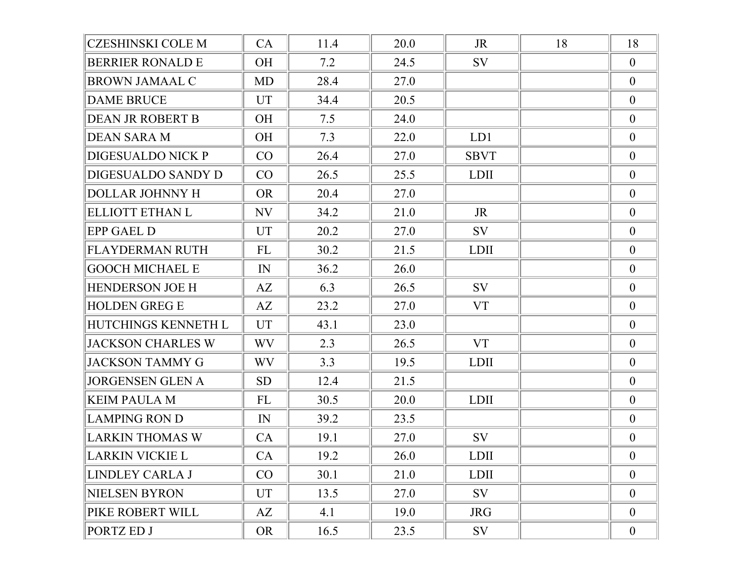| | | | | | | |
|---|---|---|---|---|---|---|
| CZESHINSKI COLE M | CA | 11.4 | 20.0 | JR | 18 | 18 |
| BERRIER RONALD E | OH | 7.2 | 24.5 | SV | | 0 |
| BROWN JAMAAL C | MD | 28.4 | 27.0 | | | 0 |
| DAME BRUCE | UT | 34.4 | 20.5 | | | 0 |
| DEAN JR ROBERT B | OH | 7.5 | 24.0 | | | 0 |
| DEAN SARA M | OH | 7.3 | 22.0 | LD1 | | 0 |
| DIGESUALDO NICK P | CO | 26.4 | 27.0 | SBVT | | 0 |
| DIGESUALDO SANDY D | CO | 26.5 | 25.5 | LDII | | 0 |
| DOLLAR JOHNNY H | OR | 20.4 | 27.0 | | | 0 |
| ELLIOTT ETHAN L | NV | 34.2 | 21.0 | JR | | 0 |
| EPP GAEL D | UT | 20.2 | 27.0 | SV | | 0 |
| FLAYDERMAN RUTH | FL | 30.2 | 21.5 | LDII | | 0 |
| GOOCH MICHAEL E | IN | 36.2 | 26.0 | | | 0 |
| HENDERSON JOE H | AZ | 6.3 | 26.5 | SV | | 0 |
| HOLDEN GREG E | AZ | 23.2 | 27.0 | VT | | 0 |
| HUTCHINGS KENNETH L | UT | 43.1 | 23.0 | | | 0 |
| JACKSON CHARLES W | WV | 2.3 | 26.5 | VT | | 0 |
| JACKSON TAMMY G | WV | 3.3 | 19.5 | LDII | | 0 |
| JORGENSEN GLEN A | SD | 12.4 | 21.5 | | | 0 |
| KEIM PAULA M | FL | 30.5 | 20.0 | LDII | | 0 |
| LAMPING RON D | IN | 39.2 | 23.5 | | | 0 |
| LARKIN THOMAS W | CA | 19.1 | 27.0 | SV | | 0 |
| LARKIN VICKIE L | CA | 19.2 | 26.0 | LDII | | 0 |
| LINDLEY CARLA J | CO | 30.1 | 21.0 | LDII | | 0 |
| NIELSEN BYRON | UT | 13.5 | 27.0 | SV | | 0 |
| PIKE ROBERT WILL | AZ | 4.1 | 19.0 | JRG | | 0 |
| PORTZ ED J | OR | 16.5 | 23.5 | SV | | 0 |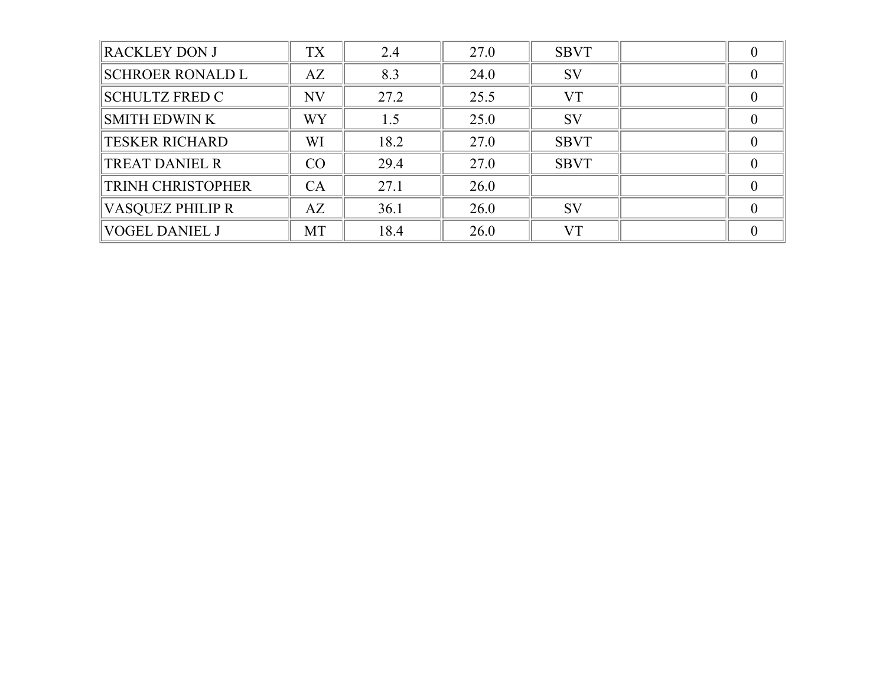| | | | | | | |
|---|---|---|---|---|---|---|
| RACKLEY DON J | TX | 2.4 | 27.0 | SBVT | | 0 |
| SCHROER RONALD L | AZ | 8.3 | 24.0 | SV | | 0 |
| SCHULTZ FRED C | NV | 27.2 | 25.5 | VT | | 0 |
| SMITH EDWIN K | WY | 1.5 | 25.0 | SV | | 0 |
| TESKER RICHARD | WI | 18.2 | 27.0 | SBVT | | 0 |
| TREAT DANIEL R | CO | 29.4 | 27.0 | SBVT | | 0 |
| TRINH CHRISTOPHER | CA | 27.1 | 26.0 | | | 0 |
| VASQUEZ PHILIP R | AZ | 36.1 | 26.0 | SV | | 0 |
| VOGEL DANIEL J | MT | 18.4 | 26.0 | VT | | 0 |